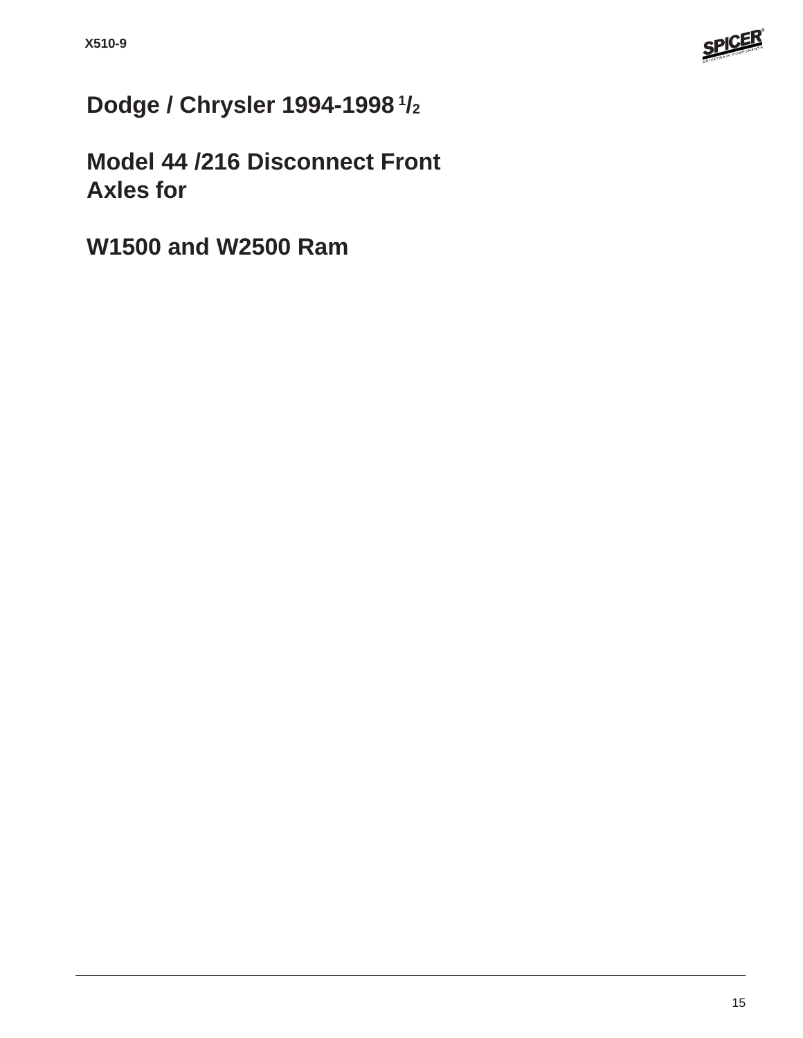# Dodge / Chrysler 1994-1998 1/2

# Model 44 /216 Disconnect Front Axles for

# W1500 and W2500 Ram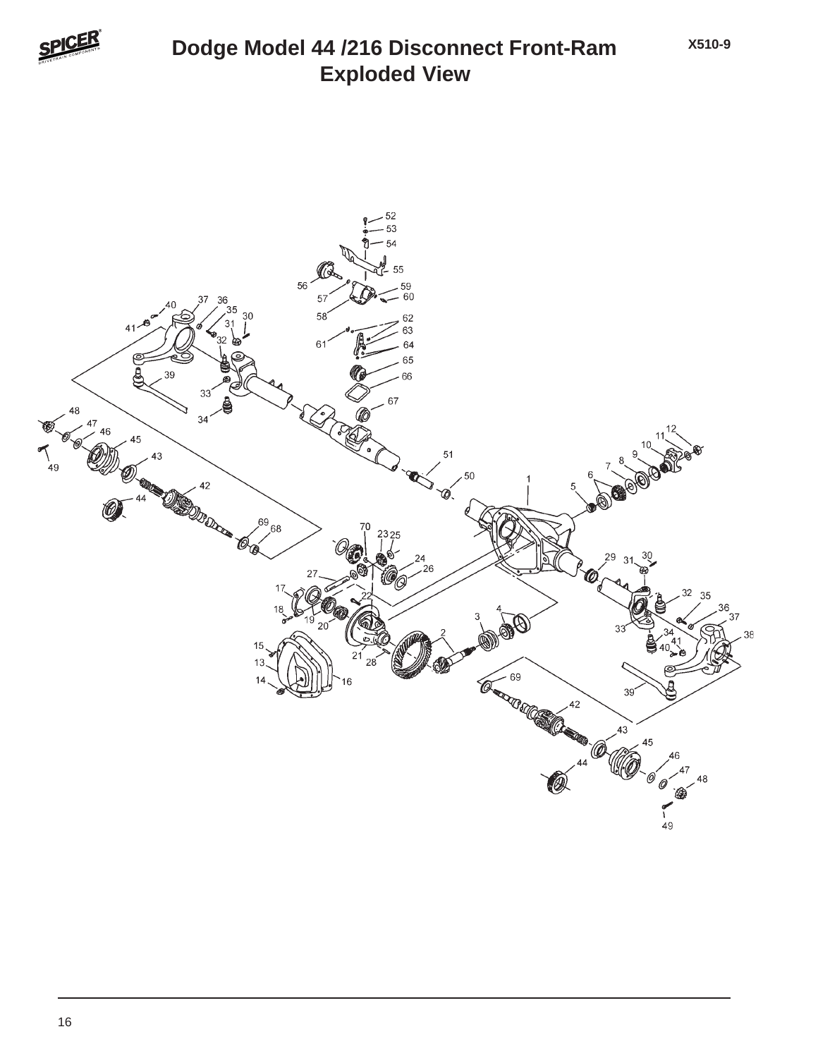# Dodge Model 44 /216 Disconnect Front-Ram Exploded View

X510-9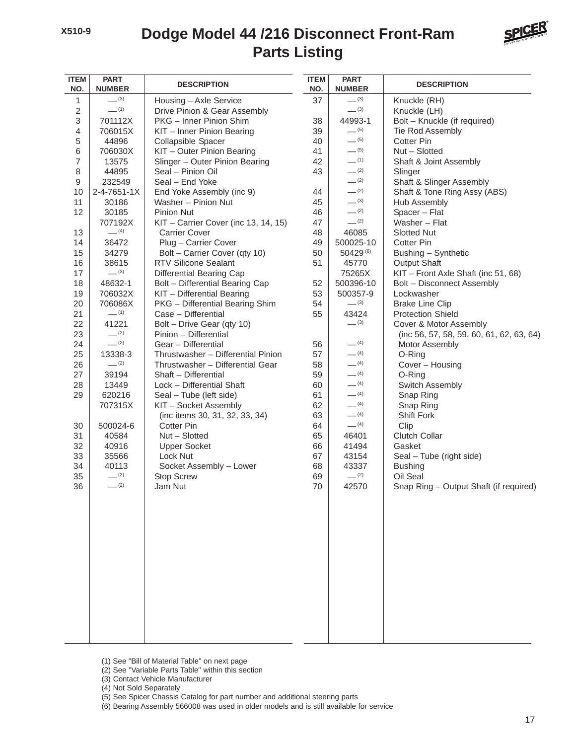X510-9

# Dodge Model 44 /216 Disconnect Front-Ram Parts Listing

| ITEM NO. | PART NUMBER | DESCRIPTION |
|---|---|---|
| 1 | — (3) | Housing – Axle Service |
| 2 | — (1) | Drive Pinion & Gear Assembly |
| 3 | 701112X | PKG – Inner Pinion Shim |
| 4 | 706015X | KIT – Inner Pinion Bearing |
| 5 | 44896 | Collapsible Spacer |
| 6 | 706030X | KIT – Outer Pinion Bearing |
| 7 | 13575 | Slinger – Outer Pinion Bearing |
| 8 | 44895 | Seal – Pinion Oil |
| 9 | 232549 | Seal – End Yoke |
| 10 | 2-4-7651-1X | End Yoke Assembly (inc 9) |
| 11 | 30186 | Washer – Pinion Nut |
| 12 | 30185 | Pinion Nut |
| | 707192X | KIT – Carrier Cover (inc 13, 14, 15) |
| 13 | — (4) | Carrier Cover |
| 14 | 36472 | Plug – Carrier Cover |
| 15 | 34279 | Bolt – Carrier Cover (qty 10) |
| 16 | 38615 | RTV Silicone Sealant |
| 17 | — (3) | Differential Bearing Cap |
| 18 | 48632-1 | Bolt – Differential Bearing Cap |
| 19 | 706032X | KIT – Differential Bearing |
| 20 | 706086X | PKG – Differential Bearing Shim |
| 21 | — (1) | Case – Differential |
| 22 | 41221 | Bolt – Drive Gear (qty 10) |
| 23 | — (2) | Pinion – Differential |
| 24 | — (2) | Gear – Differential |
| 25 | 13338-3 | Thrustwasher – Differential Pinion |
| 26 | — (2) | Thrustwasher – Differential Gear |
| 27 | 39194 | Shaft – Differential |
| 28 | 13449 | Lock – Differential Shaft |
| 29 | 620216 | Seal – Tube (left side) |
| | 707315X | KIT – Socket Assembly (inc items 30, 31, 32, 33, 34) |
| 30 | 500024-6 | Cotter Pin |
| 31 | 40584 | Nut – Slotted |
| 32 | 40916 | Upper Socket |
| 33 | 35566 | Lock Nut |
| 34 | 40113 | Socket Assembly – Lower |
| 35 | — (2) | Stop Screw |
| 36 | — (2) | Jam Nut |
| 37 | — (3) | Knuckle (RH) |
| | — (3) | Knuckle (LH) |
| 38 | 44993-1 | Bolt – Knuckle (if required) |
| 39 | — (5) | Tie Rod Assembly |
| 40 | — (5) | Cotter Pin |
| 41 | — (5) | Nut – Slotted |
| 42 | — (1) | Shaft & Joint Assembly |
| 43 | — (2) | Slinger |
| | — (2) | Shaft & Slinger Assembly |
| 44 | — (2) | Shaft & Tone Ring Assy (ABS) |
| 45 | — (3) | Hub Assembly |
| 46 | — (2) | Spacer – Flat |
| 47 | — (2) | Washer – Flat |
| 48 | 46085 | Slotted Nut |
| 49 | 500025-10 | Cotter Pin |
| 50 | 50429 (6) | Bushing – Synthetic |
| 51 | 45770 | Output Shaft |
| | 75265X | KIT – Front Axle Shaft (inc 51, 68) |
| 52 | 500396-10 | Bolt – Disconnect Assembly |
| 53 | 500357-9 | Lockwasher |
| 54 | — (3) | Brake Line Clip |
| 55 | 43424 | Protection Shield |
| | — (3) | Cover & Motor Assembly (inc 56, 57, 58, 59, 60, 61, 62, 63, 64) |
| 56 | — (4) | Motor Assembly |
| 57 | — (4) | O-Ring |
| 58 | — (4) | Cover – Housing |
| 59 | — (4) | O-Ring |
| 60 | — (4) | Switch Assembly |
| 61 | — (4) | Snap Ring |
| 62 | — (4) | Snap Ring |
| 63 | — (4) | Shift Fork |
| 64 | — (4) | Clip |
| 65 | 46401 | Clutch Collar |
| 66 | 41494 | Gasket |
| 67 | 43154 | Seal – Tube (right side) |
| 68 | 43337 | Bushing |
| 69 | — (2) | Oil Seal |
| 70 | 42570 | Snap Ring – Output Shaft (if required) |

(1) See "Bill of Material Table" on next page
(2) See "Variable Parts Table" within this section
(3) Contact Vehicle Manufacturer
(4) Not Sold Separately
(5) See Spicer Chassis Catalog for part number and additional steering parts
(6) Bearing Assembly 566008 was used in older models and is still available for service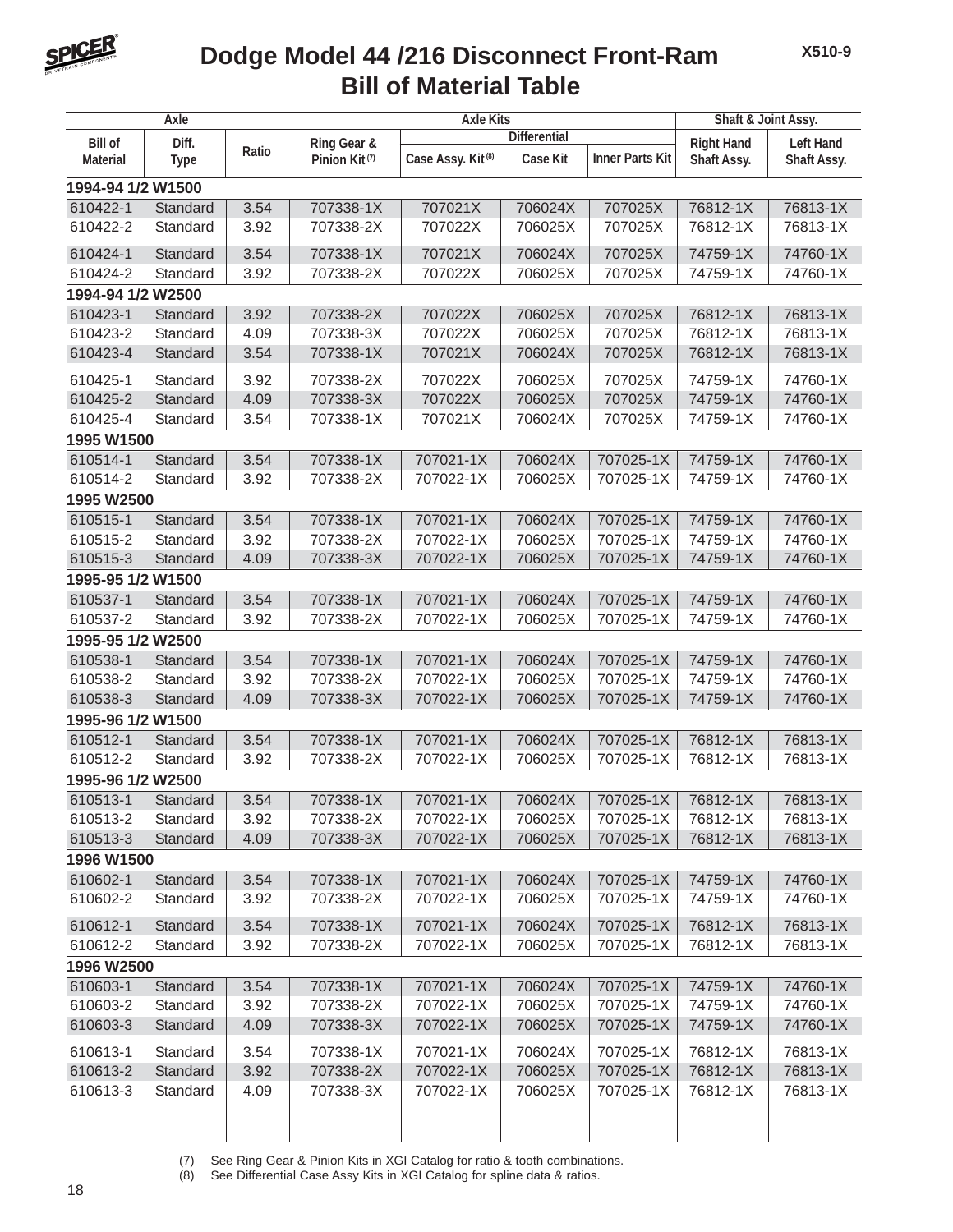# Dodge Model 44 /216 Disconnect Front-Ram Bill of Material Table

| Axle | | | Axle Kits | | | | Shaft & Joint Assy. | |
|---|---|---|---|---|---|---|---|---|
| | | | | Differential | | | | |
| Bill of Material | Diff. Type | Ratio | Ring Gear & Pinion Kit (7) | Case Assy. Kit (8) | Case Kit | Inner Parts Kit | Right Hand Shaft Assy. | Left Hand Shaft Assy. |
| **1994-94 1/2 W1500** | | | | | | | | |
| 610422-1 | Standard | 3.54 | 707338-1X | 707021X | 706024X | 707025X | 76812-1X | 76813-1X |
| 610422-2 | Standard | 3.92 | 707338-2X | 707022X | 706025X | 707025X | 76812-1X | 76813-1X |
| 610424-1 | Standard | 3.54 | 707338-1X | 707021X | 706024X | 707025X | 74759-1X | 74760-1X |
| 610424-2 | Standard | 3.92 | 707338-2X | 707022X | 706025X | 707025X | 74759-1X | 74760-1X |
| **1994-94 1/2 W2500** | | | | | | | | |
| 610423-1 | Standard | 3.92 | 707338-2X | 707022X | 706025X | 707025X | 76812-1X | 76813-1X |
| 610423-2 | Standard | 4.09 | 707338-3X | 707022X | 706025X | 707025X | 76812-1X | 76813-1X |
| 610423-4 | Standard | 3.54 | 707338-1X | 707021X | 706024X | 707025X | 76812-1X | 76813-1X |
| 610425-1 | Standard | 3.92 | 707338-2X | 707022X | 706025X | 707025X | 74759-1X | 74760-1X |
| 610425-2 | Standard | 4.09 | 707338-3X | 707022X | 706025X | 707025X | 74759-1X | 74760-1X |
| 610425-4 | Standard | 3.54 | 707338-1X | 707021X | 706024X | 707025X | 74759-1X | 74760-1X |
| **1995 W1500** | | | | | | | | |
| 610514-1 | Standard | 3.54 | 707338-1X | 707021-1X | 706024X | 707025-1X | 74759-1X | 74760-1X |
| 610514-2 | Standard | 3.92 | 707338-2X | 707022-1X | 706025X | 707025-1X | 74759-1X | 74760-1X |
| **1995 W2500** | | | | | | | | |
| 610515-1 | Standard | 3.54 | 707338-1X | 707021-1X | 706024X | 707025-1X | 74759-1X | 74760-1X |
| 610515-2 | Standard | 3.92 | 707338-2X | 707022-1X | 706025X | 707025-1X | 74759-1X | 74760-1X |
| 610515-3 | Standard | 4.09 | 707338-3X | 707022-1X | 706025X | 707025-1X | 74759-1X | 74760-1X |
| **1995-95 1/2 W1500** | | | | | | | | |
| 610537-1 | Standard | 3.54 | 707338-1X | 707021-1X | 706024X | 707025-1X | 74759-1X | 74760-1X |
| 610537-2 | Standard | 3.92 | 707338-2X | 707022-1X | 706025X | 707025-1X | 74759-1X | 74760-1X |
| **1995-95 1/2 W2500** | | | | | | | | |
| 610538-1 | Standard | 3.54 | 707338-1X | 707021-1X | 706024X | 707025-1X | 74759-1X | 74760-1X |
| 610538-2 | Standard | 3.92 | 707338-2X | 707022-1X | 706025X | 707025-1X | 74759-1X | 74760-1X |
| 610538-3 | Standard | 4.09 | 707338-3X | 707022-1X | 706025X | 707025-1X | 74759-1X | 74760-1X |
| **1995-96 1/2 W1500** | | | | | | | | |
| 610512-1 | Standard | 3.54 | 707338-1X | 707021-1X | 706024X | 707025-1X | 76812-1X | 76813-1X |
| 610512-2 | Standard | 3.92 | 707338-2X | 707022-1X | 706025X | 707025-1X | 76812-1X | 76813-1X |
| **1995-96 1/2 W2500** | | | | | | | | |
| 610513-1 | Standard | 3.54 | 707338-1X | 707021-1X | 706024X | 707025-1X | 76812-1X | 76813-1X |
| 610513-2 | Standard | 3.92 | 707338-2X | 707022-1X | 706025X | 707025-1X | 76812-1X | 76813-1X |
| 610513-3 | Standard | 4.09 | 707338-3X | 707022-1X | 706025X | 707025-1X | 76812-1X | 76813-1X |
| **1996 W1500** | | | | | | | | |
| 610602-1 | Standard | 3.54 | 707338-1X | 707021-1X | 706024X | 707025-1X | 74759-1X | 74760-1X |
| 610602-2 | Standard | 3.92 | 707338-2X | 707022-1X | 706025X | 707025-1X | 74759-1X | 74760-1X |
| 610612-1 | Standard | 3.54 | 707338-1X | 707021-1X | 706024X | 707025-1X | 76812-1X | 76813-1X |
| 610612-2 | Standard | 3.92 | 707338-2X | 707022-1X | 706025X | 707025-1X | 76812-1X | 76813-1X |
| **1996 W2500** | | | | | | | | |
| 610603-1 | Standard | 3.54 | 707338-1X | 707021-1X | 706024X | 707025-1X | 74759-1X | 74760-1X |
| 610603-2 | Standard | 3.92 | 707338-2X | 707022-1X | 706025X | 707025-1X | 74759-1X | 74760-1X |
| 610603-3 | Standard | 4.09 | 707338-3X | 707022-1X | 706025X | 707025-1X | 74759-1X | 74760-1X |
| 610613-1 | Standard | 3.54 | 707338-1X | 707021-1X | 706024X | 707025-1X | 76812-1X | 76813-1X |
| 610613-2 | Standard | 3.92 | 707338-2X | 707022-1X | 706025X | 707025-1X | 76812-1X | 76813-1X |
| 610613-3 | Standard | 4.09 | 707338-3X | 707022-1X | 706025X | 707025-1X | 76812-1X | 76813-1X |

(7) See Ring Gear & Pinion Kits in XGI Catalog for ratio & tooth combinations.
(8) See Differential Case Assy Kits in XGI Catalog for spline data & ratios.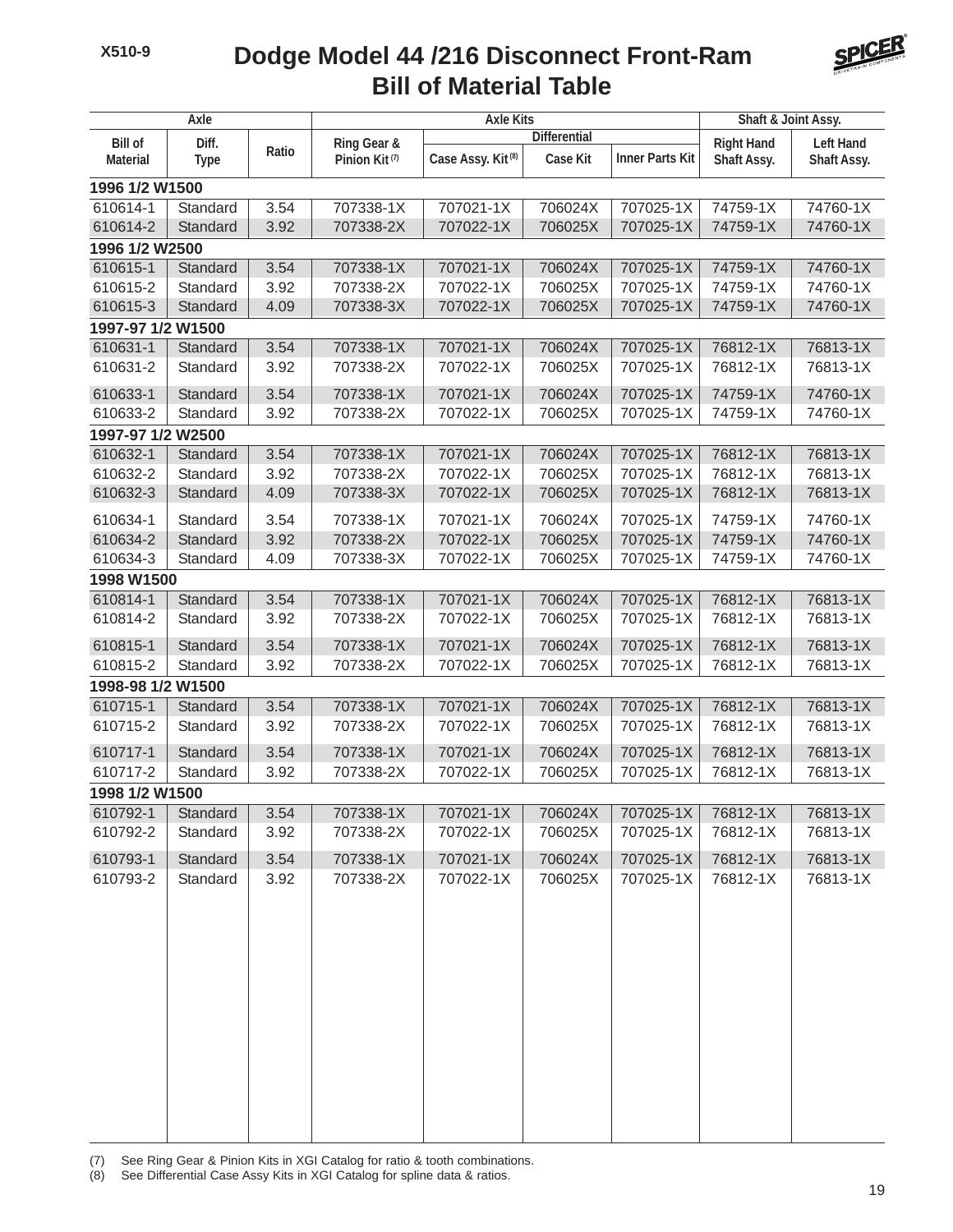# Dodge Model 44 /216 Disconnect Front-Ram
## Bill of Material Table

| Axle | | | Axle Kits | | | | Shaft & Joint Assy. | |
|---|---|---|---|---|---|---|---|---|
| | | | | Differential | | | | |
| Bill of Material | Diff. Type | Ratio | Ring Gear & Pinion Kit (7) | Case Assy. Kit (8) | Case Kit | Inner Parts Kit | Right Hand Shaft Assy. | Left Hand Shaft Assy. |
| **1996 1/2 W1500** | | | | | | | | |
| 610614-1 | Standard | 3.54 | 707338-1X | 707021-1X | 706024X | 707025-1X | 74759-1X | 74760-1X |
| 610614-2 | Standard | 3.92 | 707338-2X | 707022-1X | 706025X | 707025-1X | 74759-1X | 74760-1X |
| **1996 1/2 W2500** | | | | | | | | |
| 610615-1 | Standard | 3.54 | 707338-1X | 707021-1X | 706024X | 707025-1X | 74759-1X | 74760-1X |
| 610615-2 | Standard | 3.92 | 707338-2X | 707022-1X | 706025X | 707025-1X | 74759-1X | 74760-1X |
| 610615-3 | Standard | 4.09 | 707338-3X | 707022-1X | 706025X | 707025-1X | 74759-1X | 74760-1X |
| **1997-97 1/2 W1500** | | | | | | | | |
| 610631-1 | Standard | 3.54 | 707338-1X | 707021-1X | 706024X | 707025-1X | 76812-1X | 76813-1X |
| 610631-2 | Standard | 3.92 | 707338-2X | 707022-1X | 706025X | 707025-1X | 76812-1X | 76813-1X |
| 610633-1 | Standard | 3.54 | 707338-1X | 707021-1X | 706024X | 707025-1X | 74759-1X | 74760-1X |
| 610633-2 | Standard | 3.92 | 707338-2X | 707022-1X | 706025X | 707025-1X | 74759-1X | 74760-1X |
| **1997-97 1/2 W2500** | | | | | | | | |
| 610632-1 | Standard | 3.54 | 707338-1X | 707021-1X | 706024X | 707025-1X | 76812-1X | 76813-1X |
| 610632-2 | Standard | 3.92 | 707338-2X | 707022-1X | 706025X | 707025-1X | 76812-1X | 76813-1X |
| 610632-3 | Standard | 4.09 | 707338-3X | 707022-1X | 706025X | 707025-1X | 76812-1X | 76813-1X |
| 610634-1 | Standard | 3.54 | 707338-1X | 707021-1X | 706024X | 707025-1X | 74759-1X | 74760-1X |
| 610634-2 | Standard | 3.92 | 707338-2X | 707022-1X | 706025X | 707025-1X | 74759-1X | 74760-1X |
| 610634-3 | Standard | 4.09 | 707338-3X | 707022-1X | 706025X | 707025-1X | 74759-1X | 74760-1X |
| **1998 W1500** | | | | | | | | |
| 610814-1 | Standard | 3.54 | 707338-1X | 707021-1X | 706024X | 707025-1X | 76812-1X | 76813-1X |
| 610814-2 | Standard | 3.92 | 707338-2X | 707022-1X | 706025X | 707025-1X | 76812-1X | 76813-1X |
| 610815-1 | Standard | 3.54 | 707338-1X | 707021-1X | 706024X | 707025-1X | 76812-1X | 76813-1X |
| 610815-2 | Standard | 3.92 | 707338-2X | 707022-1X | 706025X | 707025-1X | 76812-1X | 76813-1X |
| **1998-98 1/2 W1500** | | | | | | | | |
| 610715-1 | Standard | 3.54 | 707338-1X | 707021-1X | 706024X | 707025-1X | 76812-1X | 76813-1X |
| 610715-2 | Standard | 3.92 | 707338-2X | 707022-1X | 706025X | 707025-1X | 76812-1X | 76813-1X |
| 610717-1 | Standard | 3.54 | 707338-1X | 707021-1X | 706024X | 707025-1X | 76812-1X | 76813-1X |
| 610717-2 | Standard | 3.92 | 707338-2X | 707022-1X | 706025X | 707025-1X | 76812-1X | 76813-1X |
| **1998 1/2 W1500** | | | | | | | | |
| 610792-1 | Standard | 3.54 | 707338-1X | 707021-1X | 706024X | 707025-1X | 76812-1X | 76813-1X |
| 610792-2 | Standard | 3.92 | 707338-2X | 707022-1X | 706025X | 707025-1X | 76812-1X | 76813-1X |
| 610793-1 | Standard | 3.54 | 707338-1X | 707021-1X | 706024X | 707025-1X | 76812-1X | 76813-1X |
| 610793-2 | Standard | 3.92 | 707338-2X | 707022-1X | 706025X | 707025-1X | 76812-1X | 76813-1X |

(7) See Ring Gear & Pinion Kits in XGI Catalog for ratio & tooth combinations.
(8) See Differential Case Assy Kits in XGI Catalog for spline data & ratios.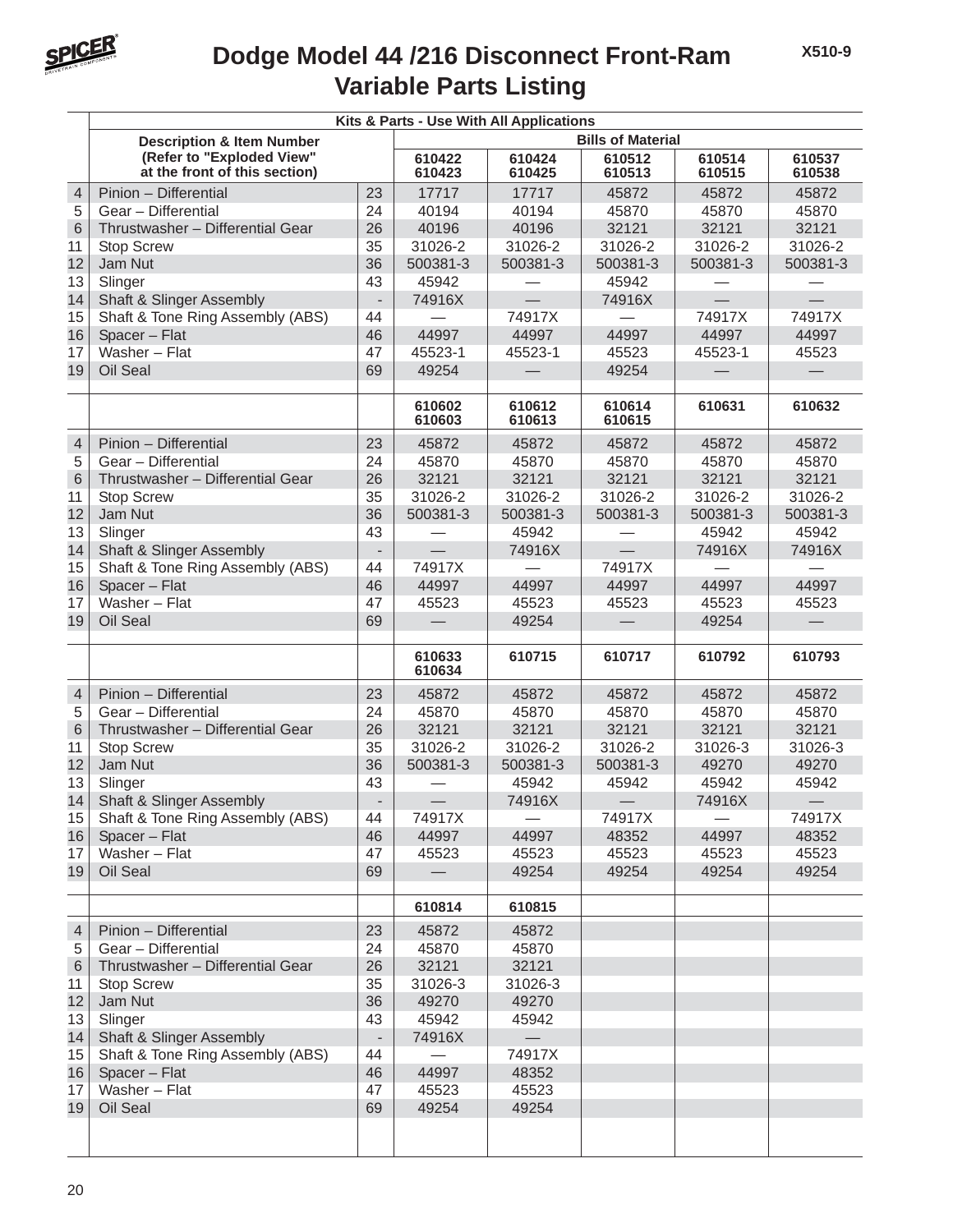# Dodge Model 44 /216 Disconnect Front-Ram Variable Parts Listing

| | Kits & Parts - Use With All Applications | | | | | | |
|---|---|---|---|---|---|---|---|
| | Description & Item Number (Refer to "Exploded View" at the front of this section) | | Bills of Material | | | | |
| | | | 610422 610423 | 610424 610425 | 610512 610513 | 610514 610515 | 610537 610538 |
| 4 | Pinion – Differential | 23 | 17717 | 17717 | 45872 | 45872 | 45872 |
| 5 | Gear – Differential | 24 | 40194 | 40194 | 45870 | 45870 | 45870 |
| 6 | Thrustwasher – Differential Gear | 26 | 40196 | 40196 | 32121 | 32121 | 32121 |
| 11 | Stop Screw | 35 | 31026-2 | 31026-2 | 31026-2 | 31026-2 | 31026-2 |
| 12 | Jam Nut | 36 | 500381-3 | 500381-3 | 500381-3 | 500381-3 | 500381-3 |
| 13 | Slinger | 43 | 45942 | — | 45942 | — | — |
| 14 | Shaft & Slinger Assembly | - | 74916X | — | 74916X | — | — |
| 15 | Shaft & Tone Ring Assembly (ABS) | 44 | — | 74917X | — | 74917X | 74917X |
| 16 | Spacer – Flat | 46 | 44997 | 44997 | 44997 | 44997 | 44997 |
| 17 | Washer – Flat | 47 | 45523-1 | 45523-1 | 45523 | 45523-1 | 45523 |
| 19 | Oil Seal | 69 | 49254 | — | 49254 | — | — |
| | | | 610602 610603 | 610612 610613 | 610614 610615 | 610631 | 610632 |
| 4 | Pinion – Differential | 23 | 45872 | 45872 | 45872 | 45872 | 45872 |
| 5 | Gear – Differential | 24 | 45870 | 45870 | 45870 | 45870 | 45870 |
| 6 | Thrustwasher – Differential Gear | 26 | 32121 | 32121 | 32121 | 32121 | 32121 |
| 11 | Stop Screw | 35 | 31026-2 | 31026-2 | 31026-2 | 31026-2 | 31026-2 |
| 12 | Jam Nut | 36 | 500381-3 | 500381-3 | 500381-3 | 500381-3 | 500381-3 |
| 13 | Slinger | 43 | — | 45942 | — | 45942 | 45942 |
| 14 | Shaft & Slinger Assembly | - | — | 74916X | — | 74916X | 74916X |
| 15 | Shaft & Tone Ring Assembly (ABS) | 44 | 74917X | — | 74917X | — | — |
| 16 | Spacer – Flat | 46 | 44997 | 44997 | 44997 | 44997 | 44997 |
| 17 | Washer – Flat | 47 | 45523 | 45523 | 45523 | 45523 | 45523 |
| 19 | Oil Seal | 69 | — | 49254 | — | 49254 | — |
| | | | 610633 610634 | 610715 | 610717 | 610792 | 610793 |
| 4 | Pinion – Differential | 23 | 45872 | 45872 | 45872 | 45872 | 45872 |
| 5 | Gear – Differential | 24 | 45870 | 45870 | 45870 | 45870 | 45870 |
| 6 | Thrustwasher – Differential Gear | 26 | 32121 | 32121 | 32121 | 32121 | 32121 |
| 11 | Stop Screw | 35 | 31026-2 | 31026-2 | 31026-2 | 31026-3 | 31026-3 |
| 12 | Jam Nut | 36 | 500381-3 | 500381-3 | 500381-3 | 49270 | 49270 |
| 13 | Slinger | 43 | — | 45942 | 45942 | 45942 | 45942 |
| 14 | Shaft & Slinger Assembly | - | — | 74916X | — | 74916X | — |
| 15 | Shaft & Tone Ring Assembly (ABS) | 44 | 74917X | — | 74917X | — | 74917X |
| 16 | Spacer – Flat | 46 | 44997 | 44997 | 48352 | 44997 | 48352 |
| 17 | Washer – Flat | 47 | 45523 | 45523 | 45523 | 45523 | 45523 |
| 19 | Oil Seal | 69 | — | 49254 | 49254 | 49254 | 49254 |
| | | | 610814 | 610815 | | | |
| 4 | Pinion – Differential | 23 | 45872 | 45872 | | | |
| 5 | Gear – Differential | 24 | 45870 | 45870 | | | |
| 6 | Thrustwasher – Differential Gear | 26 | 32121 | 32121 | | | |
| 11 | Stop Screw | 35 | 31026-3 | 31026-3 | | | |
| 12 | Jam Nut | 36 | 49270 | 49270 | | | |
| 13 | Slinger | 43 | 45942 | 45942 | | | |
| 14 | Shaft & Slinger Assembly | - | 74916X | — | | | |
| 15 | Shaft & Tone Ring Assembly (ABS) | 44 | — | 74917X | | | |
| 16 | Spacer – Flat | 46 | 44997 | 48352 | | | |
| 17 | Washer – Flat | 47 | 45523 | 45523 | | | |
| 19 | Oil Seal | 69 | 49254 | 49254 | | | |